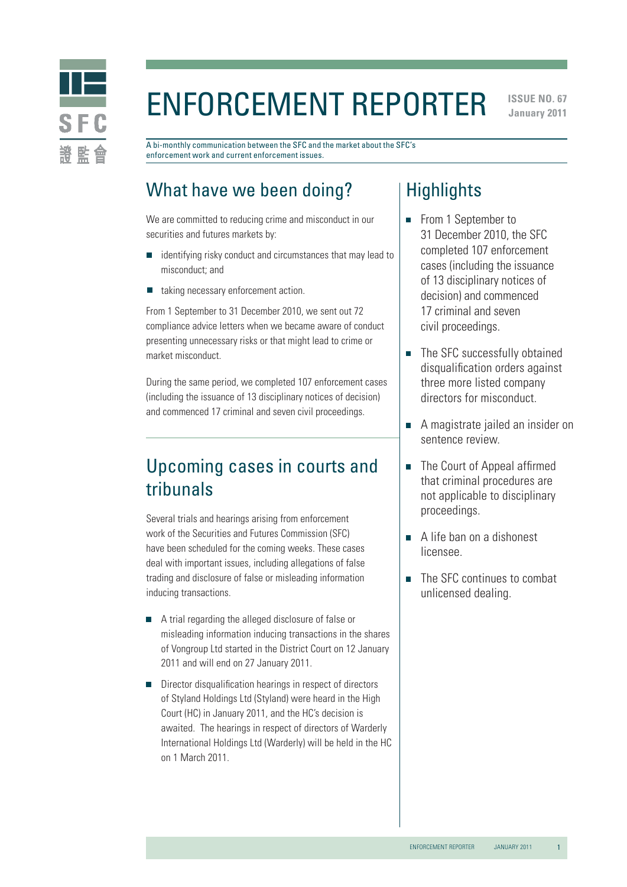# ENFORCEMENT REPORTER

**ISSUE NO. 67**
**January 2011**

A bi-monthly communication between the SFC and the market about the SFC's enforcement work and current enforcement issues.

## What have we been doing?

We are committed to reducing crime and misconduct in our securities and futures markets by:

- identifying risky conduct and circumstances that may lead to misconduct; and
- taking necessary enforcement action.

From 1 September to 31 December 2010, we sent out 72 compliance advice letters when we became aware of conduct presenting unnecessary risks or that might lead to crime or market misconduct.

During the same period, we completed 107 enforcement cases (including the issuance of 13 disciplinary notices of decision) and commenced 17 criminal and seven civil proceedings.

## Upcoming cases in courts and tribunals

Several trials and hearings arising from enforcement work of the Securities and Futures Commission (SFC) have been scheduled for the coming weeks. These cases deal with important issues, including allegations of false trading and disclosure of false or misleading information inducing transactions.

- A trial regarding the alleged disclosure of false or misleading information inducing transactions in the shares of Vongroup Ltd started in the District Court on 12 January 2011 and will end on 27 January 2011.
- Director disqualification hearings in respect of directors of Styland Holdings Ltd (Styland) were heard in the High Court (HC) in January 2011, and the HC's decision is awaited. The hearings in respect of directors of Warderly International Holdings Ltd (Warderly) will be held in the HC on 1 March 2011.

## Highlights

- From 1 September to 31 December 2010, the SFC completed 107 enforcement cases (including the issuance of 13 disciplinary notices of decision) and commenced 17 criminal and seven civil proceedings.
- The SFC successfully obtained disqualification orders against three more listed company directors for misconduct.
- A magistrate jailed an insider on sentence review.
- The Court of Appeal affirmed that criminal procedures are not applicable to disciplinary proceedings.
- A life ban on a dishonest licensee.
- The SFC continues to combat unlicensed dealing.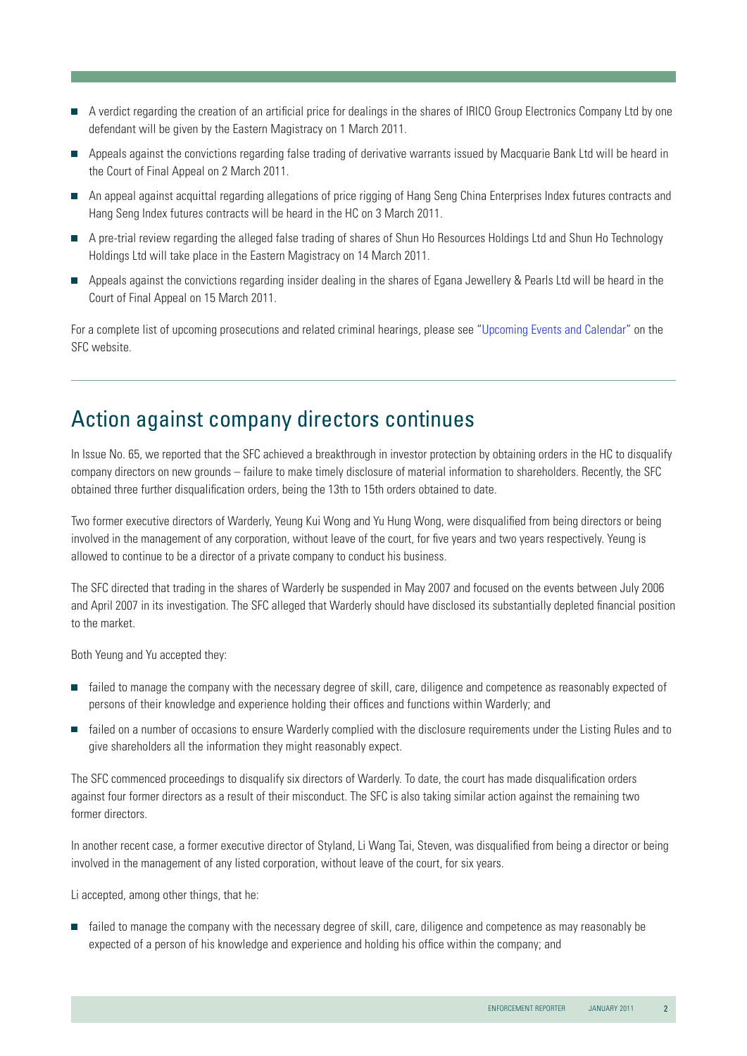- A verdict regarding the creation of an artificial price for dealings in the shares of IRICO Group Electronics Company Ltd by one defendant will be given by the Eastern Magistracy on 1 March 2011.
- Appeals against the convictions regarding false trading of derivative warrants issued by Macquarie Bank Ltd will be heard in the Court of Final Appeal on 2 March 2011.
- An appeal against acquittal regarding allegations of price rigging of Hang Seng China Enterprises Index futures contracts and Hang Seng Index futures contracts will be heard in the HC on 3 March 2011.
- A pre-trial review regarding the alleged false trading of shares of Shun Ho Resources Holdings Ltd and Shun Ho Technology Holdings Ltd will take place in the Eastern Magistracy on 14 March 2011.
- Appeals against the convictions regarding insider dealing in the shares of Egana Jewellery & Pearls Ltd will be heard in the Court of Final Appeal on 15 March 2011.

For a complete list of upcoming prosecutions and related criminal hearings, please see "Upcoming Events and Calendar" on the SFC website.

## Action against company directors continues

In Issue No. 65, we reported that the SFC achieved a breakthrough in investor protection by obtaining orders in the HC to disqualify company directors on new grounds – failure to make timely disclosure of material information to shareholders. Recently, the SFC obtained three further disqualification orders, being the 13th to 15th orders obtained to date.

Two former executive directors of Warderly, Yeung Kui Wong and Yu Hung Wong, were disqualified from being directors or being involved in the management of any corporation, without leave of the court, for five years and two years respectively. Yeung is allowed to continue to be a director of a private company to conduct his business.

The SFC directed that trading in the shares of Warderly be suspended in May 2007 and focused on the events between July 2006 and April 2007 in its investigation. The SFC alleged that Warderly should have disclosed its substantially depleted financial position to the market.

Both Yeung and Yu accepted they:

- failed to manage the company with the necessary degree of skill, care, diligence and competence as reasonably expected of persons of their knowledge and experience holding their offices and functions within Warderly; and
- failed on a number of occasions to ensure Warderly complied with the disclosure requirements under the Listing Rules and to give shareholders all the information they might reasonably expect.

The SFC commenced proceedings to disqualify six directors of Warderly. To date, the court has made disqualification orders against four former directors as a result of their misconduct. The SFC is also taking similar action against the remaining two former directors.

In another recent case, a former executive director of Styland, Li Wang Tai, Steven, was disqualified from being a director or being involved in the management of any listed corporation, without leave of the court, for six years.

Li accepted, among other things, that he:

- failed to manage the company with the necessary degree of skill, care, diligence and competence as may reasonably be expected of a person of his knowledge and experience and holding his office within the company; and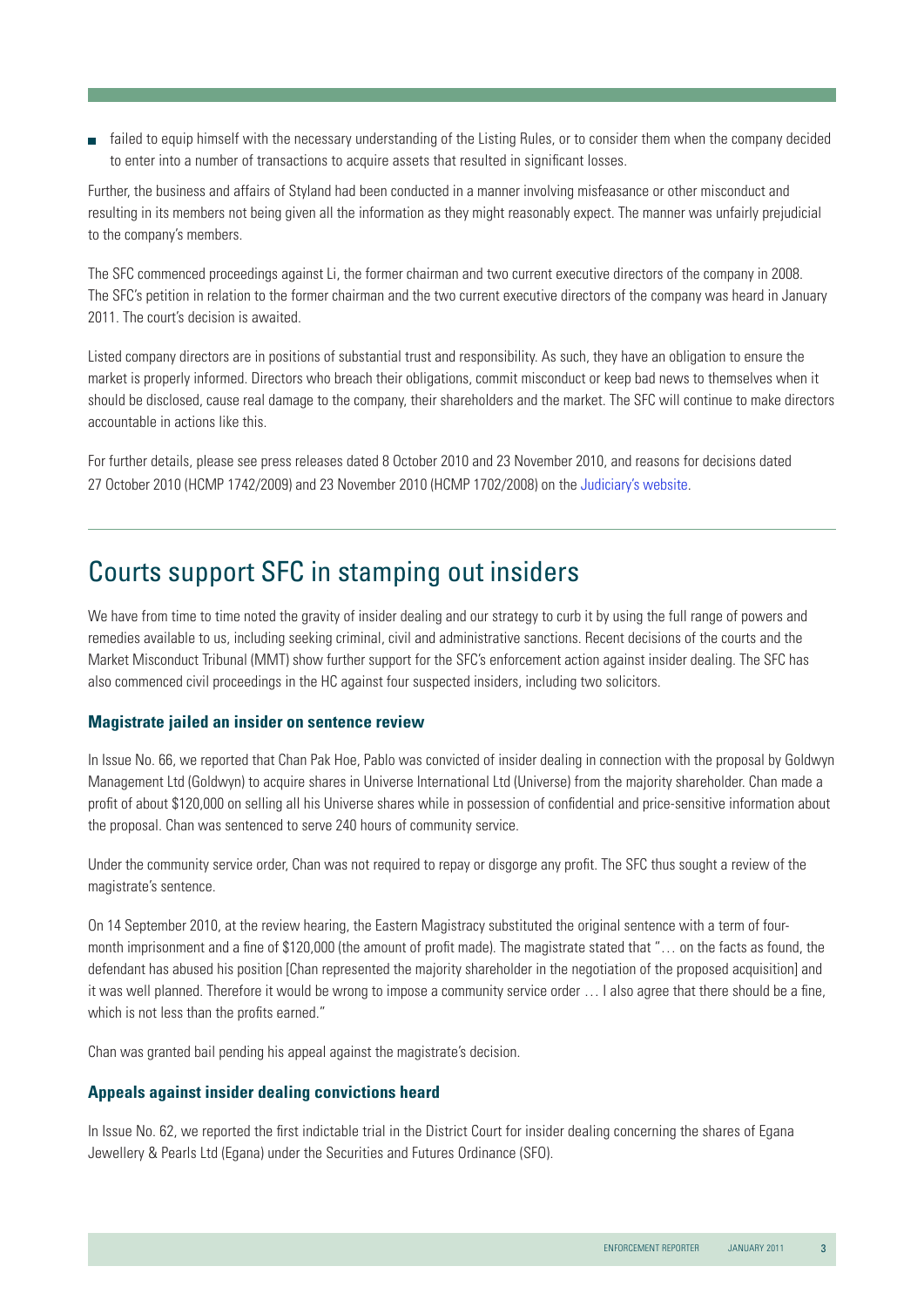- failed to equip himself with the necessary understanding of the Listing Rules, or to consider them when the company decided to enter into a number of transactions to acquire assets that resulted in significant losses.

Further, the business and affairs of Styland had been conducted in a manner involving misfeasance or other misconduct and resulting in its members not being given all the information as they might reasonably expect. The manner was unfairly prejudicial to the company's members.

The SFC commenced proceedings against Li, the former chairman and two current executive directors of the company in 2008. The SFC's petition in relation to the former chairman and the two current executive directors of the company was heard in January 2011. The court's decision is awaited.

Listed company directors are in positions of substantial trust and responsibility. As such, they have an obligation to ensure the market is properly informed. Directors who breach their obligations, commit misconduct or keep bad news to themselves when it should be disclosed, cause real damage to the company, their shareholders and the market. The SFC will continue to make directors accountable in actions like this.

For further details, please see press releases dated 8 October 2010 and 23 November 2010, and reasons for decisions dated 27 October 2010 (HCMP 1742/2009) and 23 November 2010 (HCMP 1702/2008) on the Judiciary's website.

# Courts support SFC in stamping out insiders

We have from time to time noted the gravity of insider dealing and our strategy to curb it by using the full range of powers and remedies available to us, including seeking criminal, civil and administrative sanctions. Recent decisions of the courts and the Market Misconduct Tribunal (MMT) show further support for the SFC's enforcement action against insider dealing. The SFC has also commenced civil proceedings in the HC against four suspected insiders, including two solicitors.

### Magistrate jailed an insider on sentence review

In Issue No. 66, we reported that Chan Pak Hoe, Pablo was convicted of insider dealing in connection with the proposal by Goldwyn Management Ltd (Goldwyn) to acquire shares in Universe International Ltd (Universe) from the majority shareholder. Chan made a profit of about $120,000 on selling all his Universe shares while in possession of confidential and price-sensitive information about the proposal. Chan was sentenced to serve 240 hours of community service.

Under the community service order, Chan was not required to repay or disgorge any profit. The SFC thus sought a review of the magistrate's sentence.

On 14 September 2010, at the review hearing, the Eastern Magistracy substituted the original sentence with a term of four-month imprisonment and a fine of $120,000 (the amount of profit made). The magistrate stated that "… on the facts as found, the defendant has abused his position [Chan represented the majority shareholder in the negotiation of the proposed acquisition] and it was well planned. Therefore it would be wrong to impose a community service order … I also agree that there should be a fine, which is not less than the profits earned."

Chan was granted bail pending his appeal against the magistrate's decision.

### Appeals against insider dealing convictions heard

In Issue No. 62, we reported the first indictable trial in the District Court for insider dealing concerning the shares of Egana Jewellery & Pearls Ltd (Egana) under the Securities and Futures Ordinance (SFO).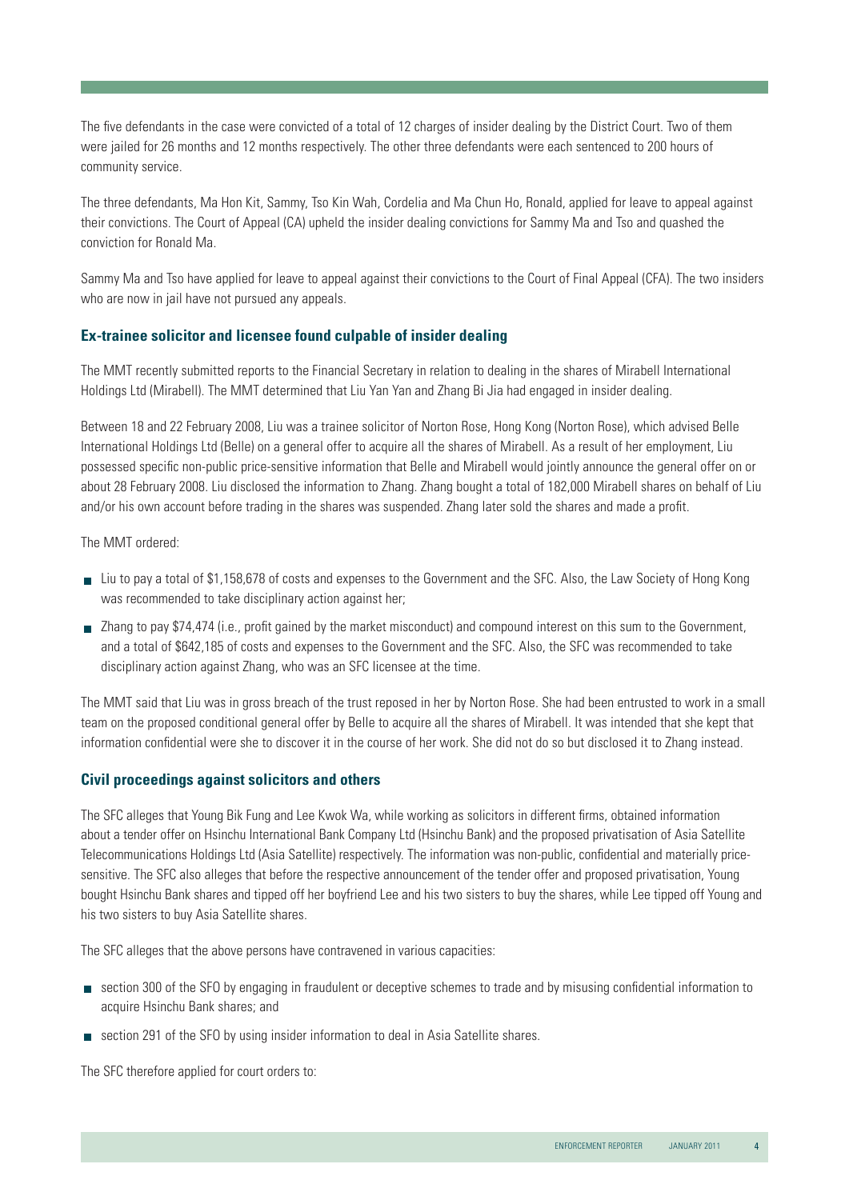The five defendants in the case were convicted of a total of 12 charges of insider dealing by the District Court. Two of them were jailed for 26 months and 12 months respectively. The other three defendants were each sentenced to 200 hours of community service.

The three defendants, Ma Hon Kit, Sammy, Tso Kin Wah, Cordelia and Ma Chun Ho, Ronald, applied for leave to appeal against their convictions. The Court of Appeal (CA) upheld the insider dealing convictions for Sammy Ma and Tso and quashed the conviction for Ronald Ma.

Sammy Ma and Tso have applied for leave to appeal against their convictions to the Court of Final Appeal (CFA). The two insiders who are now in jail have not pursued any appeals.

### Ex-trainee solicitor and licensee found culpable of insider dealing

The MMT recently submitted reports to the Financial Secretary in relation to dealing in the shares of Mirabell International Holdings Ltd (Mirabell). The MMT determined that Liu Yan Yan and Zhang Bi Jia had engaged in insider dealing.

Between 18 and 22 February 2008, Liu was a trainee solicitor of Norton Rose, Hong Kong (Norton Rose), which advised Belle International Holdings Ltd (Belle) on a general offer to acquire all the shares of Mirabell. As a result of her employment, Liu possessed specific non-public price-sensitive information that Belle and Mirabell would jointly announce the general offer on or about 28 February 2008. Liu disclosed the information to Zhang. Zhang bought a total of 182,000 Mirabell shares on behalf of Liu and/or his own account before trading in the shares was suspended. Zhang later sold the shares and made a profit.

The MMT ordered:

- Liu to pay a total of $1,158,678 of costs and expenses to the Government and the SFC. Also, the Law Society of Hong Kong was recommended to take disciplinary action against her;
- Zhang to pay $74,474 (i.e., profit gained by the market misconduct) and compound interest on this sum to the Government, and a total of $642,185 of costs and expenses to the Government and the SFC. Also, the SFC was recommended to take disciplinary action against Zhang, who was an SFC licensee at the time.

The MMT said that Liu was in gross breach of the trust reposed in her by Norton Rose. She had been entrusted to work in a small team on the proposed conditional general offer by Belle to acquire all the shares of Mirabell. It was intended that she kept that information confidential were she to discover it in the course of her work. She did not do so but disclosed it to Zhang instead.

### Civil proceedings against solicitors and others

The SFC alleges that Young Bik Fung and Lee Kwok Wa, while working as solicitors in different firms, obtained information about a tender offer on Hsinchu International Bank Company Ltd (Hsinchu Bank) and the proposed privatisation of Asia Satellite Telecommunications Holdings Ltd (Asia Satellite) respectively. The information was non-public, confidential and materially price-sensitive. The SFC also alleges that before the respective announcement of the tender offer and proposed privatisation, Young bought Hsinchu Bank shares and tipped off her boyfriend Lee and his two sisters to buy the shares, while Lee tipped off Young and his two sisters to buy Asia Satellite shares.

The SFC alleges that the above persons have contravened in various capacities:

- section 300 of the SFO by engaging in fraudulent or deceptive schemes to trade and by misusing confidential information to acquire Hsinchu Bank shares; and
- section 291 of the SFO by using insider information to deal in Asia Satellite shares.

The SFC therefore applied for court orders to: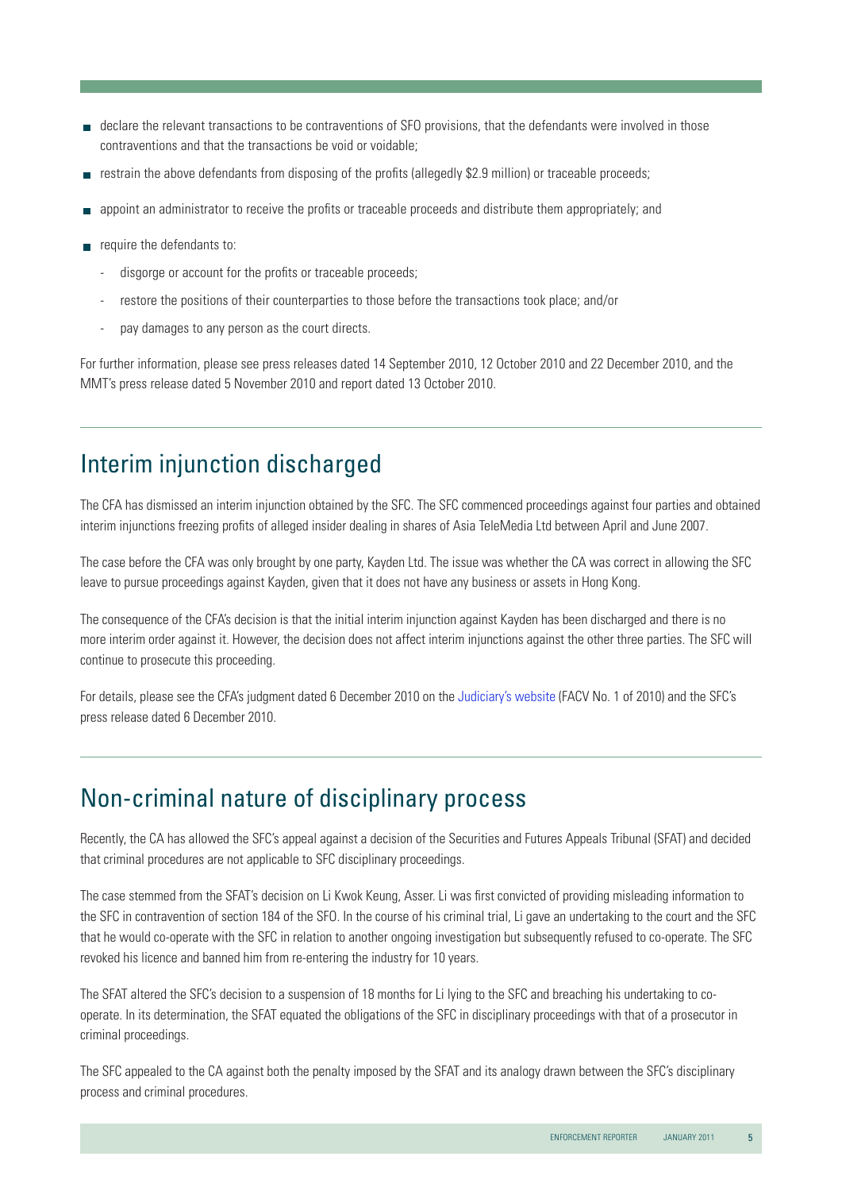- declare the relevant transactions to be contraventions of SFO provisions, that the defendants were involved in those contraventions and that the transactions be void or voidable;
- restrain the above defendants from disposing of the profits (allegedly $2.9 million) or traceable proceeds;
- appoint an administrator to receive the profits or traceable proceeds and distribute them appropriately; and
- require the defendants to:
  - disgorge or account for the profits or traceable proceeds;
  - restore the positions of their counterparties to those before the transactions took place; and/or
  - pay damages to any person as the court directs.

For further information, please see press releases dated 14 September 2010, 12 October 2010 and 22 December 2010, and the MMT's press release dated 5 November 2010 and report dated 13 October 2010.

## Interim injunction discharged

The CFA has dismissed an interim injunction obtained by the SFC. The SFC commenced proceedings against four parties and obtained interim injunctions freezing profits of alleged insider dealing in shares of Asia TeleMedia Ltd between April and June 2007.

The case before the CFA was only brought by one party, Kayden Ltd. The issue was whether the CA was correct in allowing the SFC leave to pursue proceedings against Kayden, given that it does not have any business or assets in Hong Kong.

The consequence of the CFA's decision is that the initial interim injunction against Kayden has been discharged and there is no more interim order against it. However, the decision does not affect interim injunctions against the other three parties. The SFC will continue to prosecute this proceeding.

For details, please see the CFA's judgment dated 6 December 2010 on the Judiciary's website (FACV No. 1 of 2010) and the SFC's press release dated 6 December 2010.

## Non-criminal nature of disciplinary process

Recently, the CA has allowed the SFC's appeal against a decision of the Securities and Futures Appeals Tribunal (SFAT) and decided that criminal procedures are not applicable to SFC disciplinary proceedings.

The case stemmed from the SFAT's decision on Li Kwok Keung, Asser. Li was first convicted of providing misleading information to the SFC in contravention of section 184 of the SFO. In the course of his criminal trial, Li gave an undertaking to the court and the SFC that he would co-operate with the SFC in relation to another ongoing investigation but subsequently refused to co-operate. The SFC revoked his licence and banned him from re-entering the industry for 10 years.

The SFAT altered the SFC's decision to a suspension of 18 months for Li lying to the SFC and breaching his undertaking to co-operate. In its determination, the SFAT equated the obligations of the SFC in disciplinary proceedings with that of a prosecutor in criminal proceedings.

The SFC appealed to the CA against both the penalty imposed by the SFAT and its analogy drawn between the SFC's disciplinary process and criminal procedures.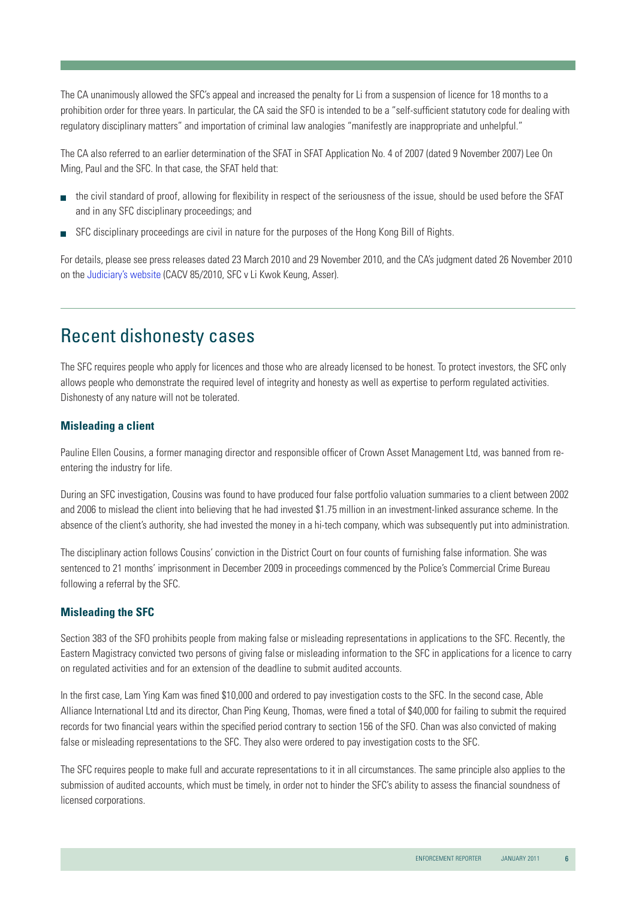The CA unanimously allowed the SFC's appeal and increased the penalty for Li from a suspension of licence for 18 months to a prohibition order for three years. In particular, the CA said the SFO is intended to be a "self-sufficient statutory code for dealing with regulatory disciplinary matters" and importation of criminal law analogies "manifestly are inappropriate and unhelpful."

The CA also referred to an earlier determination of the SFAT in SFAT Application No. 4 of 2007 (dated 9 November 2007) Lee On Ming, Paul and the SFC. In that case, the SFAT held that:

- the civil standard of proof, allowing for flexibility in respect of the seriousness of the issue, should be used before the SFAT and in any SFC disciplinary proceedings; and
- SFC disciplinary proceedings are civil in nature for the purposes of the Hong Kong Bill of Rights.

For details, please see press releases dated 23 March 2010 and 29 November 2010, and the CA's judgment dated 26 November 2010 on the Judiciary's website (CACV 85/2010, SFC v Li Kwok Keung, Asser).

## Recent dishonesty cases

The SFC requires people who apply for licences and those who are already licensed to be honest. To protect investors, the SFC only allows people who demonstrate the required level of integrity and honesty as well as expertise to perform regulated activities. Dishonesty of any nature will not be tolerated.

### Misleading a client

Pauline Ellen Cousins, a former managing director and responsible officer of Crown Asset Management Ltd, was banned from re-entering the industry for life.

During an SFC investigation, Cousins was found to have produced four false portfolio valuation summaries to a client between 2002 and 2006 to mislead the client into believing that he had invested $1.75 million in an investment-linked assurance scheme. In the absence of the client's authority, she had invested the money in a hi-tech company, which was subsequently put into administration.

The disciplinary action follows Cousins' conviction in the District Court on four counts of furnishing false information. She was sentenced to 21 months' imprisonment in December 2009 in proceedings commenced by the Police's Commercial Crime Bureau following a referral by the SFC.

### Misleading the SFC

Section 383 of the SFO prohibits people from making false or misleading representations in applications to the SFC. Recently, the Eastern Magistracy convicted two persons of giving false or misleading information to the SFC in applications for a licence to carry on regulated activities and for an extension of the deadline to submit audited accounts.

In the first case, Lam Ying Kam was fined $10,000 and ordered to pay investigation costs to the SFC. In the second case, Able Alliance International Ltd and its director, Chan Ping Keung, Thomas, were fined a total of $40,000 for failing to submit the required records for two financial years within the specified period contrary to section 156 of the SFO. Chan was also convicted of making false or misleading representations to the SFC. They also were ordered to pay investigation costs to the SFC.

The SFC requires people to make full and accurate representations to it in all circumstances. The same principle also applies to the submission of audited accounts, which must be timely, in order not to hinder the SFC's ability to assess the financial soundness of licensed corporations.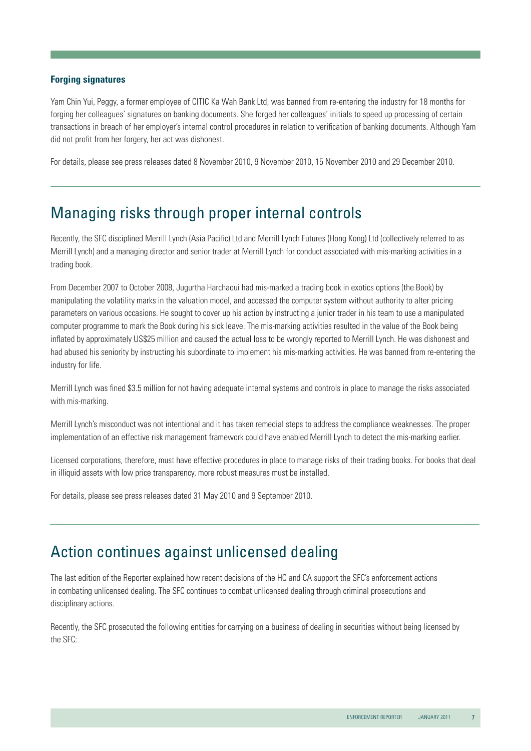### Forging signatures

Yam Chin Yui, Peggy, a former employee of CITIC Ka Wah Bank Ltd, was banned from re-entering the industry for 18 months for forging her colleagues' signatures on banking documents. She forged her colleagues' initials to speed up processing of certain transactions in breach of her employer's internal control procedures in relation to verification of banking documents. Although Yam did not profit from her forgery, her act was dishonest.

For details, please see press releases dated 8 November 2010, 9 November 2010, 15 November 2010 and 29 December 2010.

## Managing risks through proper internal controls

Recently, the SFC disciplined Merrill Lynch (Asia Pacific) Ltd and Merrill Lynch Futures (Hong Kong) Ltd (collectively referred to as Merrill Lynch) and a managing director and senior trader at Merrill Lynch for conduct associated with mis-marking activities in a trading book.

From December 2007 to October 2008, Jugurtha Harchaoui had mis-marked a trading book in exotics options (the Book) by manipulating the volatility marks in the valuation model, and accessed the computer system without authority to alter pricing parameters on various occasions. He sought to cover up his action by instructing a junior trader in his team to use a manipulated computer programme to mark the Book during his sick leave. The mis-marking activities resulted in the value of the Book being inflated by approximately US$25 million and caused the actual loss to be wrongly reported to Merrill Lynch. He was dishonest and had abused his seniority by instructing his subordinate to implement his mis-marking activities. He was banned from re-entering the industry for life.

Merrill Lynch was fined $3.5 million for not having adequate internal systems and controls in place to manage the risks associated with mis-marking.

Merrill Lynch's misconduct was not intentional and it has taken remedial steps to address the compliance weaknesses. The proper implementation of an effective risk management framework could have enabled Merrill Lynch to detect the mis-marking earlier.

Licensed corporations, therefore, must have effective procedures in place to manage risks of their trading books. For books that deal in illiquid assets with low price transparency, more robust measures must be installed.

For details, please see press releases dated 31 May 2010 and 9 September 2010.

## Action continues against unlicensed dealing

The last edition of the Reporter explained how recent decisions of the HC and CA support the SFC's enforcement actions in combating unlicensed dealing. The SFC continues to combat unlicensed dealing through criminal prosecutions and disciplinary actions.

Recently, the SFC prosecuted the following entities for carrying on a business of dealing in securities without being licensed by the SFC: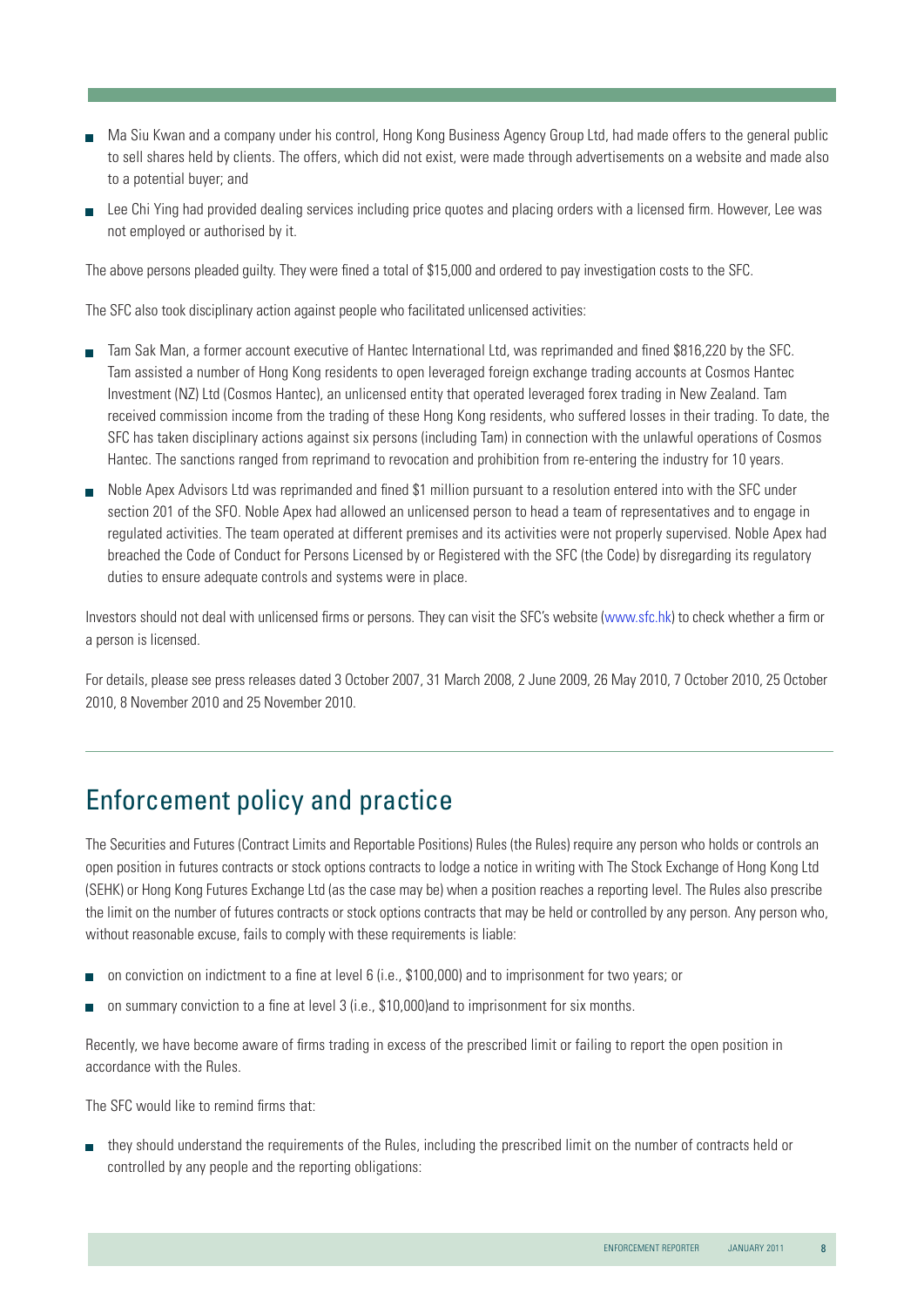- Ma Siu Kwan and a company under his control, Hong Kong Business Agency Group Ltd, had made offers to the general public to sell shares held by clients. The offers, which did not exist, were made through advertisements on a website and made also to a potential buyer; and
- Lee Chi Ying had provided dealing services including price quotes and placing orders with a licensed firm. However, Lee was not employed or authorised by it.

The above persons pleaded guilty. They were fined a total of $15,000 and ordered to pay investigation costs to the SFC.

The SFC also took disciplinary action against people who facilitated unlicensed activities:

- Tam Sak Man, a former account executive of Hantec International Ltd, was reprimanded and fined $816,220 by the SFC. Tam assisted a number of Hong Kong residents to open leveraged foreign exchange trading accounts at Cosmos Hantec Investment (NZ) Ltd (Cosmos Hantec), an unlicensed entity that operated leveraged forex trading in New Zealand. Tam received commission income from the trading of these Hong Kong residents, who suffered losses in their trading. To date, the SFC has taken disciplinary actions against six persons (including Tam) in connection with the unlawful operations of Cosmos Hantec. The sanctions ranged from reprimand to revocation and prohibition from re-entering the industry for 10 years.
- Noble Apex Advisors Ltd was reprimanded and fined $1 million pursuant to a resolution entered into with the SFC under section 201 of the SFO. Noble Apex had allowed an unlicensed person to head a team of representatives and to engage in regulated activities. The team operated at different premises and its activities were not properly supervised. Noble Apex had breached the Code of Conduct for Persons Licensed by or Registered with the SFC (the Code) by disregarding its regulatory duties to ensure adequate controls and systems were in place.

Investors should not deal with unlicensed firms or persons. They can visit the SFC's website (www.sfc.hk) to check whether a firm or a person is licensed.

For details, please see press releases dated 3 October 2007, 31 March 2008, 2 June 2009, 26 May 2010, 7 October 2010, 25 October 2010, 8 November 2010 and 25 November 2010.

## Enforcement policy and practice

The Securities and Futures (Contract Limits and Reportable Positions) Rules (the Rules) require any person who holds or controls an open position in futures contracts or stock options contracts to lodge a notice in writing with The Stock Exchange of Hong Kong Ltd (SEHK) or Hong Kong Futures Exchange Ltd (as the case may be) when a position reaches a reporting level. The Rules also prescribe the limit on the number of futures contracts or stock options contracts that may be held or controlled by any person. Any person who, without reasonable excuse, fails to comply with these requirements is liable:

- on conviction on indictment to a fine at level 6 (i.e., $100,000) and to imprisonment for two years; or
- on summary conviction to a fine at level 3 (i.e., $10,000)and to imprisonment for six months.

Recently, we have become aware of firms trading in excess of the prescribed limit or failing to report the open position in accordance with the Rules.

The SFC would like to remind firms that:

- they should understand the requirements of the Rules, including the prescribed limit on the number of contracts held or controlled by any people and the reporting obligations: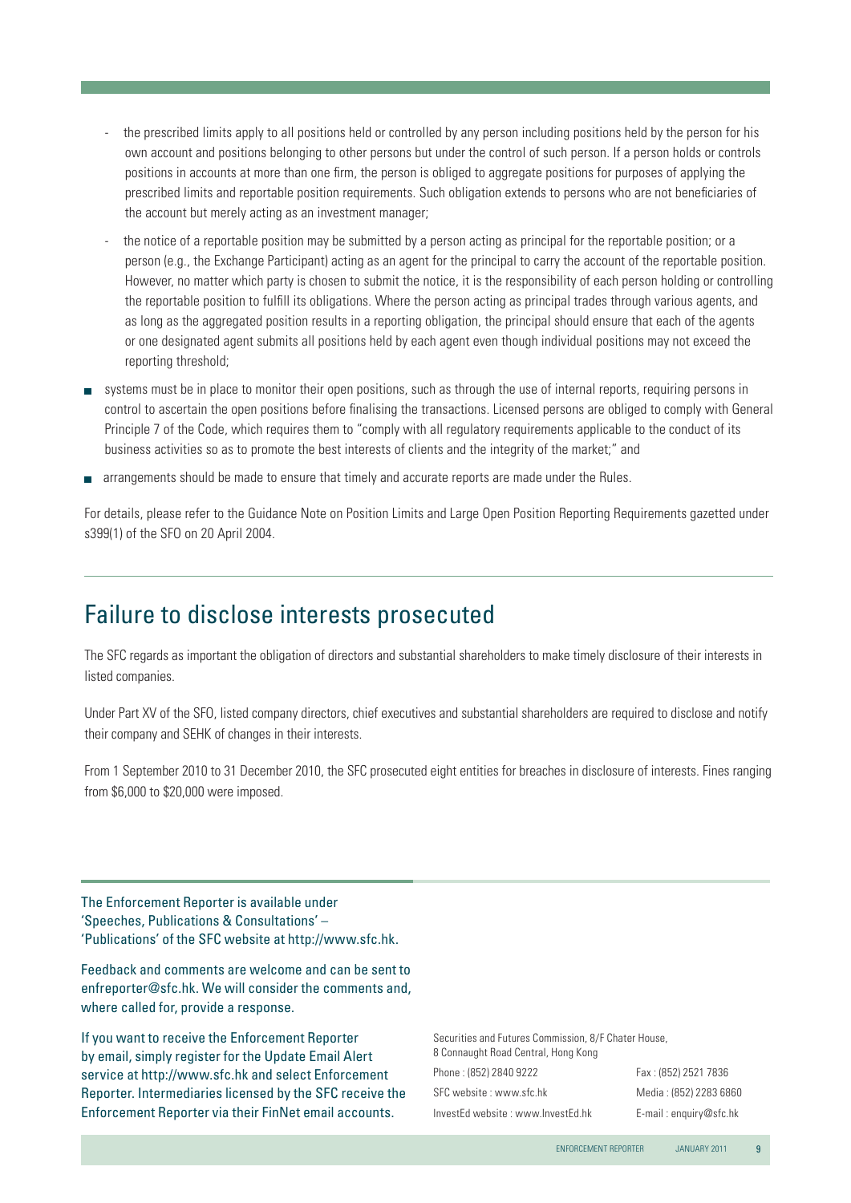- the prescribed limits apply to all positions held or controlled by any person including positions held by the person for his own account and positions belonging to other persons but under the control of such person. If a person holds or controls positions in accounts at more than one firm, the person is obliged to aggregate positions for purposes of applying the prescribed limits and reportable position requirements. Such obligation extends to persons who are not beneficiaries of the account but merely acting as an investment manager;
- the notice of a reportable position may be submitted by a person acting as principal for the reportable position; or a person (e.g., the Exchange Participant) acting as an agent for the principal to carry the account of the reportable position. However, no matter which party is chosen to submit the notice, it is the responsibility of each person holding or controlling the reportable position to fulfill its obligations. Where the person acting as principal trades through various agents, and as long as the aggregated position results in a reporting obligation, the principal should ensure that each of the agents or one designated agent submits all positions held by each agent even though individual positions may not exceed the reporting threshold;

- systems must be in place to monitor their open positions, such as through the use of internal reports, requiring persons in control to ascertain the open positions before finalising the transactions. Licensed persons are obliged to comply with General Principle 7 of the Code, which requires them to "comply with all regulatory requirements applicable to the conduct of its business activities so as to promote the best interests of clients and the integrity of the market;" and
- arrangements should be made to ensure that timely and accurate reports are made under the Rules.

For details, please refer to the Guidance Note on Position Limits and Large Open Position Reporting Requirements gazetted under s399(1) of the SFO on 20 April 2004.

## Failure to disclose interests prosecuted

The SFC regards as important the obligation of directors and substantial shareholders to make timely disclosure of their interests in listed companies.

Under Part XV of the SFO, listed company directors, chief executives and substantial shareholders are required to disclose and notify their company and SEHK of changes in their interests.

From 1 September 2010 to 31 December 2010, the SFC prosecuted eight entities for breaches in disclosure of interests. Fines ranging from $6,000 to $20,000 were imposed.

The Enforcement Reporter is available under 'Speeches, Publications & Consultations' – 'Publications' of the SFC website at http://www.sfc.hk.

Feedback and comments are welcome and can be sent to enfreporter@sfc.hk. We will consider the comments and, where called for, provide a response.

If you want to receive the Enforcement Reporter by email, simply register for the Update Email Alert service at http://www.sfc.hk and select Enforcement Reporter. Intermediaries licensed by the SFC receive the Enforcement Reporter via their FinNet email accounts.

Securities and Futures Commission, 8/F Chater House,
8 Connaught Road Central, Hong Kong

| | |
|---|---|
| Phone : (852) 2840 9222 | Fax : (852) 2521 7836 |
| SFC website : www.sfc.hk | Media : (852) 2283 6860 |
| InvestEd website : www.InvestEd.hk | E-mail : enquiry@sfc.hk |